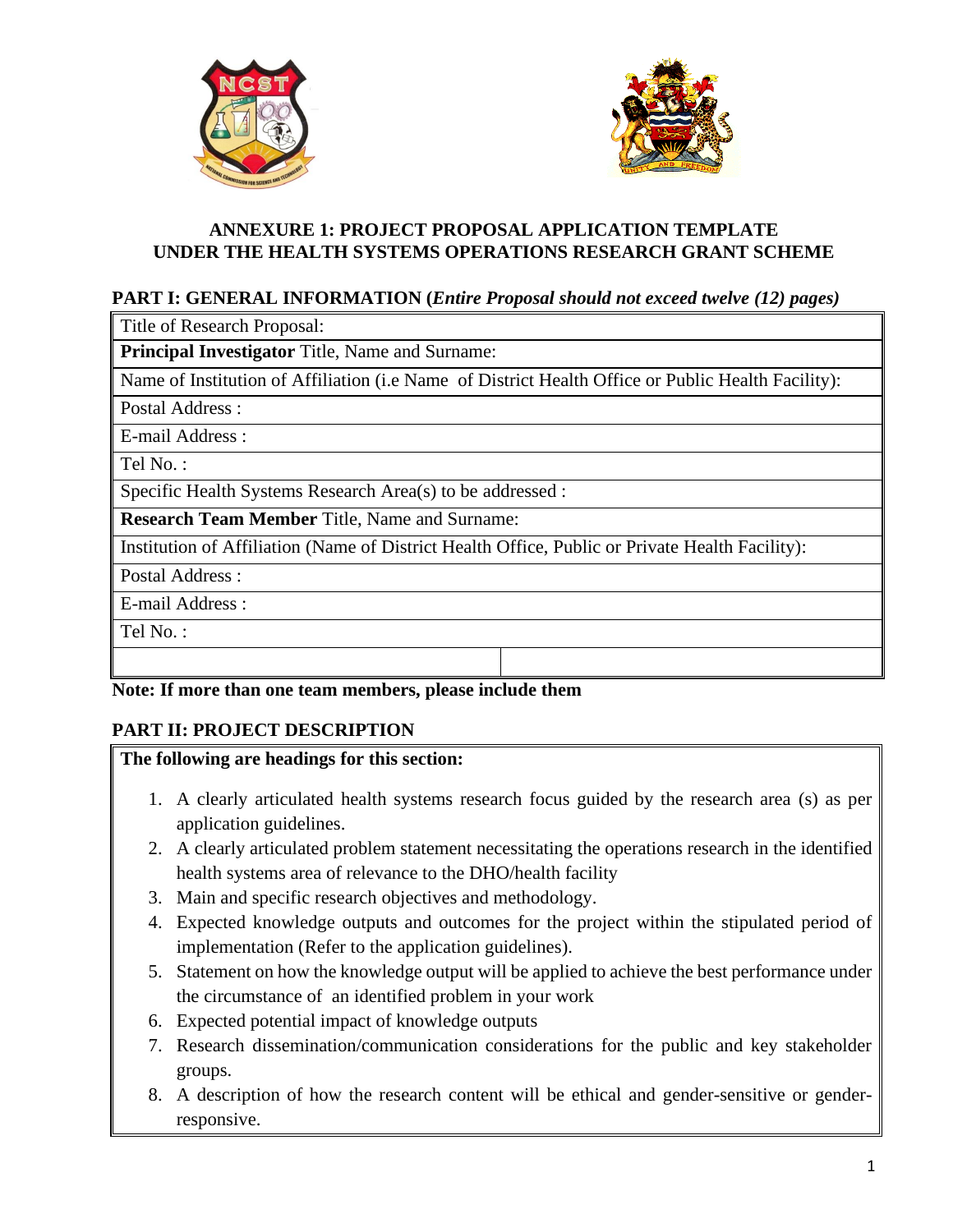## ANNEXURE 1: PROJECT PROPOSAL APPLICATION TEMPLATE UNDER THE HEALTH SYSTEMS OPERATIONS RESEARCH GRANT SCHEME

### PART I: GENERAL INFORMATION (*Entire Proposal should not exceed twelve (12) pages)*

| Title of Research Proposal: | |
|---|---|
| **Principal Investigator** Title, Name and Surname: | |
| Name of Institution of Affiliation (i.e Name of District Health Office or Public Health Facility): | |
| Postal Address : | |
| E-mail Address : | |
| Tel No. : | |
| Specific Health Systems Research Area(s) to be addressed : | |
| **Research Team Member** Title, Name and Surname: | |
| Institution of Affiliation (Name of District Health Office, Public or Private Health Facility): | |
| Postal Address : | |
| E-mail Address : | |
| Tel No. : | |
| | |

**Note: If more than one team members, please include them**

### PART II: PROJECT DESCRIPTION

**The following are headings for this section:**

1. A clearly articulated health systems research focus guided by the research area (s) as per application guidelines.
2. A clearly articulated problem statement necessitating the operations research in the identified health systems area of relevance to the DHO/health facility
3. Main and specific research objectives and methodology.
4. Expected knowledge outputs and outcomes for the project within the stipulated period of implementation (Refer to the application guidelines).
5. Statement on how the knowledge output will be applied to achieve the best performance under the circumstance of an identified problem in your work
6. Expected potential impact of knowledge outputs
7. Research dissemination/communication considerations for the public and key stakeholder groups.
8. A description of how the research content will be ethical and gender-sensitive or gender-responsive.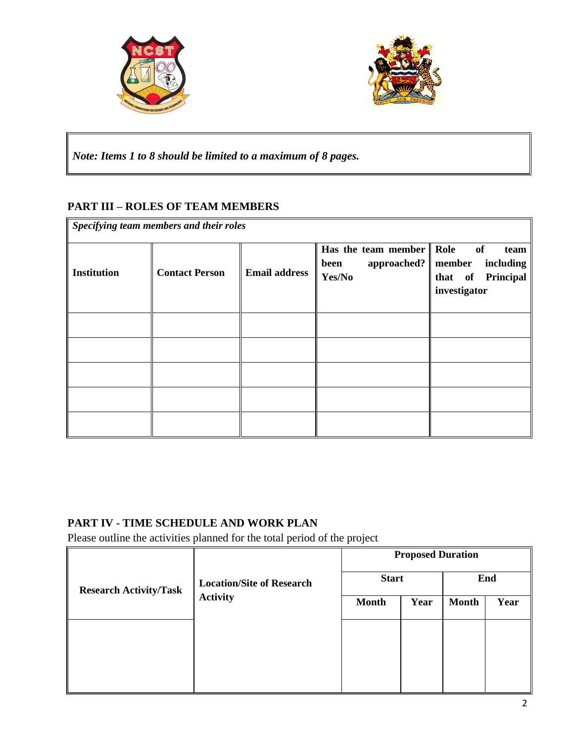*Note: Items 1 to 8 should be limited to a maximum of 8 pages.*

## PART III – ROLES OF TEAM MEMBERS

| *Specifying team members and their roles* | | | | |
|---|---|---|---|---|
| **Institution** | **Contact Person** | **Email address** | **Has the team member been approached? Yes/No** | **Role of team member including that of Principal investigator** |
| | | | | |
| | | | | |
| | | | | |
| | | | | |
| | | | | |

## PART IV - TIME SCHEDULE AND WORK PLAN

Please outline the activities planned for the total period of the project

| **Research Activity/Task** | **Location/Site of Research Activity** | **Proposed Duration** | | | |
|---|---|---|---|---|---|
| | | **Start** | | **End** | |
| | | **Month** | **Year** | **Month** | **Year** |
| | | | | | |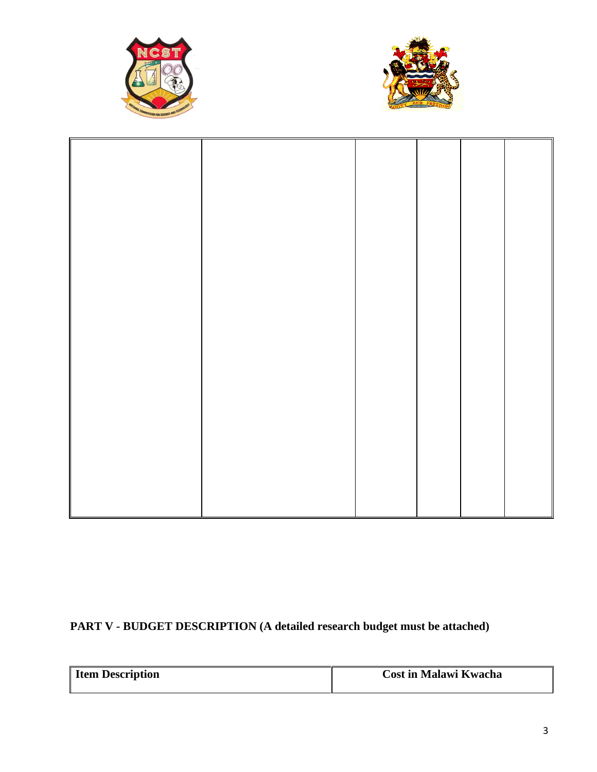| | | | | | |
|---|---|---|---|---|---|
| | | | | | |

**PART V - BUDGET DESCRIPTION (A detailed research budget must be attached)**

| Item Description | Cost in Malawi Kwacha |
|---|---|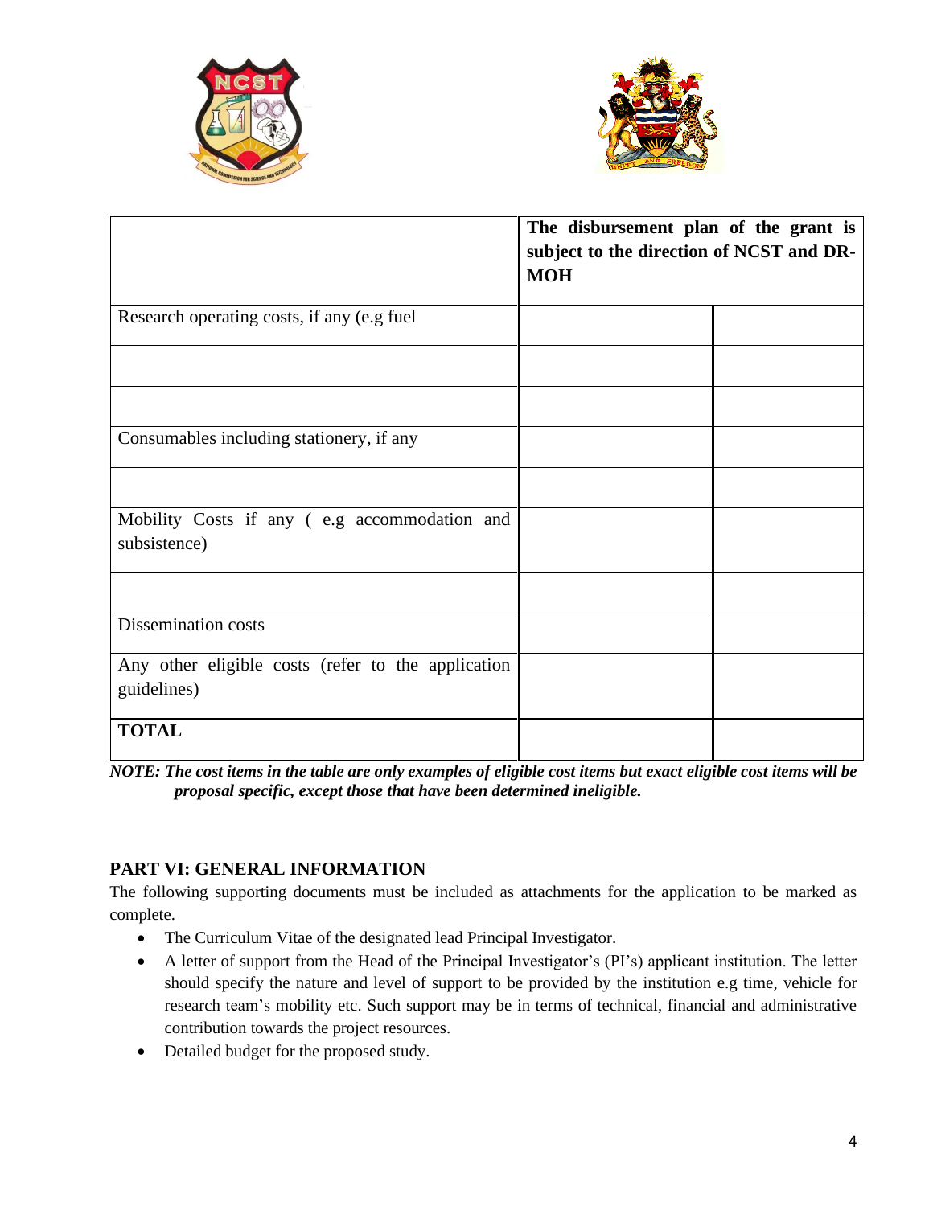| | The disbursement plan of the grant is subject to the direction of NCST and DR-MOH | |
|---|---|---|
| Research operating costs, if any (e.g fuel | | |
| | | |
| | | |
| Consumables including stationery, if any | | |
| | | |
| Mobility Costs if any ( e.g accommodation and subsistence) | | |
| | | |
| Dissemination costs | | |
| Any other eligible costs (refer to the application guidelines) | | |
| **TOTAL** | | |

***NOTE: The cost items in the table are only examples of eligible cost items but exact eligible cost items will be proposal specific, except those that have been determined ineligible.***

## PART VI: GENERAL INFORMATION

The following supporting documents must be included as attachments for the application to be marked as complete.

- The Curriculum Vitae of the designated lead Principal Investigator.
- A letter of support from the Head of the Principal Investigator's (PI's) applicant institution. The letter should specify the nature and level of support to be provided by the institution e.g time, vehicle for research team's mobility etc. Such support may be in terms of technical, financial and administrative contribution towards the project resources.
- Detailed budget for the proposed study.